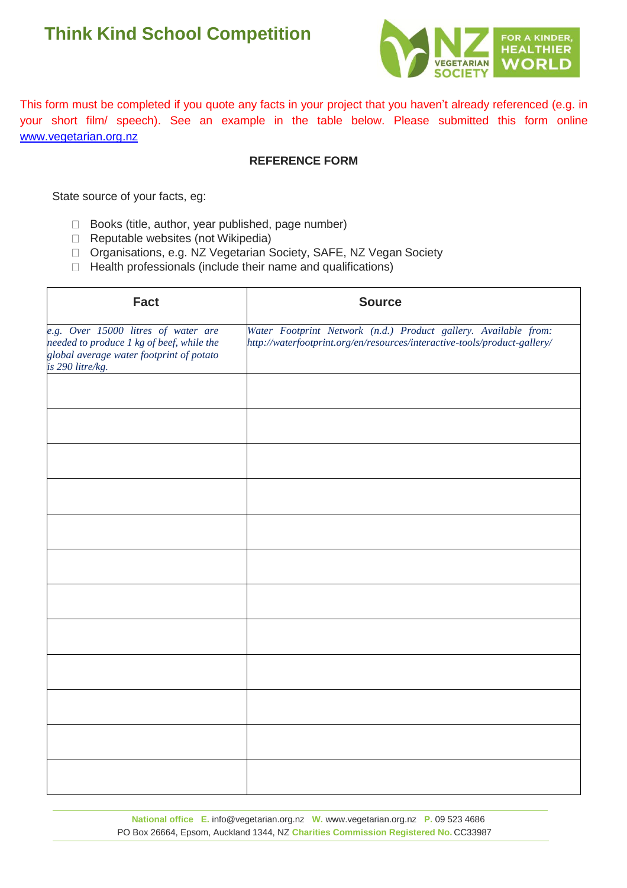# Think Kind School Competition

This form must be completed if you quote any facts in your project that you haven't already referenced (e.g. in your short film/ speech). See an example in the table below. Please submitted this form online www.vegetarian.org.nz

**REFERENCE FORM**

State source of your facts, eg:

- Books (title, author, year published, page number)
- Reputable websites (not Wikipedia)
- Organisations, e.g. NZ Vegetarian Society, SAFE, NZ Vegan Society
- Health professionals (include their name and qualifications)

| Fact | Source |
| --- | --- |
| *e.g. Over 15000 litres of water are needed to produce 1 kg of beef, while the global average water footprint of potato is 290 litre/kg.* | *Water Footprint Network (n.d.) Product gallery. Available from: http://waterfootprint.org/en/resources/interactive-tools/product-gallery/* |
| | |
| | |
| | |
| | |
| | |
| | |
| | |
| | |
| | |
| | |
| | |
| | |

**National office** **E.** info@vegetarian.org.nz **W.** www.vegetarian.org.nz **P.** 09 523 4686
PO Box 26664, Epsom, Auckland 1344, NZ **Charities Commission Registered No.** CC33987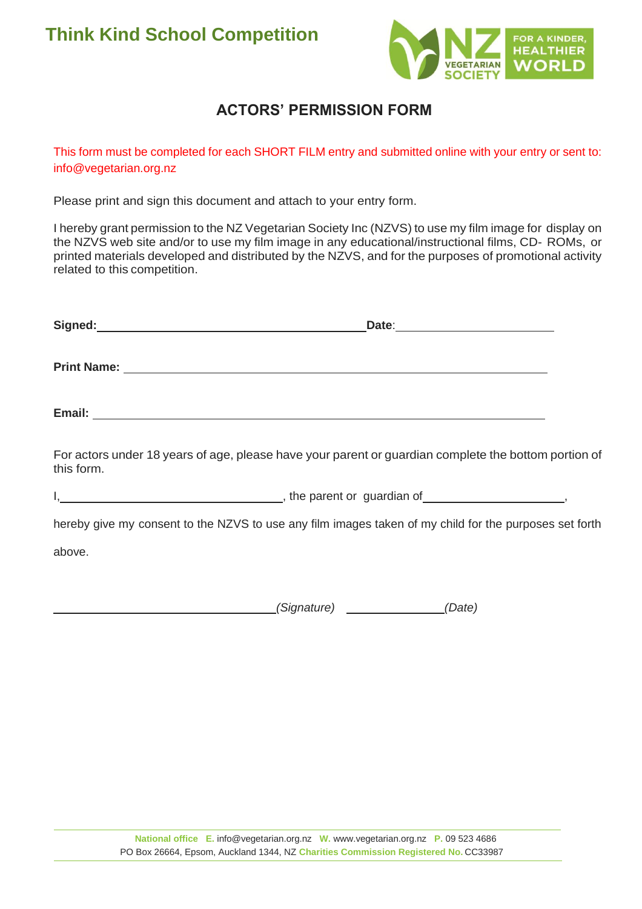# Think Kind School Competition

## ACTORS' PERMISSION FORM

This form must be completed for each SHORT FILM entry and submitted online with your entry or sent to: info@vegetarian.org.nz

Please print and sign this document and attach to your entry form.

I hereby grant permission to the NZ Vegetarian Society Inc (NZVS) to use my film image for display on the NZVS web site and/or to use my film image in any educational/instructional films, CD- ROMs, or printed materials developed and distributed by the NZVS, and for the purposes of promotional activity related to this competition.

**Signed:** ______________________________ **Date**: ____________________

**Print Name:** ______________________________________________

**Email:** __________________________________________________

For actors under 18 years of age, please have your parent or guardian complete the bottom portion of this form.

I, ________________________, the parent or guardian of ____________________,

hereby give my consent to the NZVS to use any film images taken of my child for the purposes set forth above.

________________________ *(Signature)* ______________ *(Date)*

**National office** **E.** info@vegetarian.org.nz **W.** www.vegetarian.org.nz **P.** 09 523 4686
PO Box 26664, Epsom, Auckland 1344, NZ **Charities Commission Registered No.** CC33987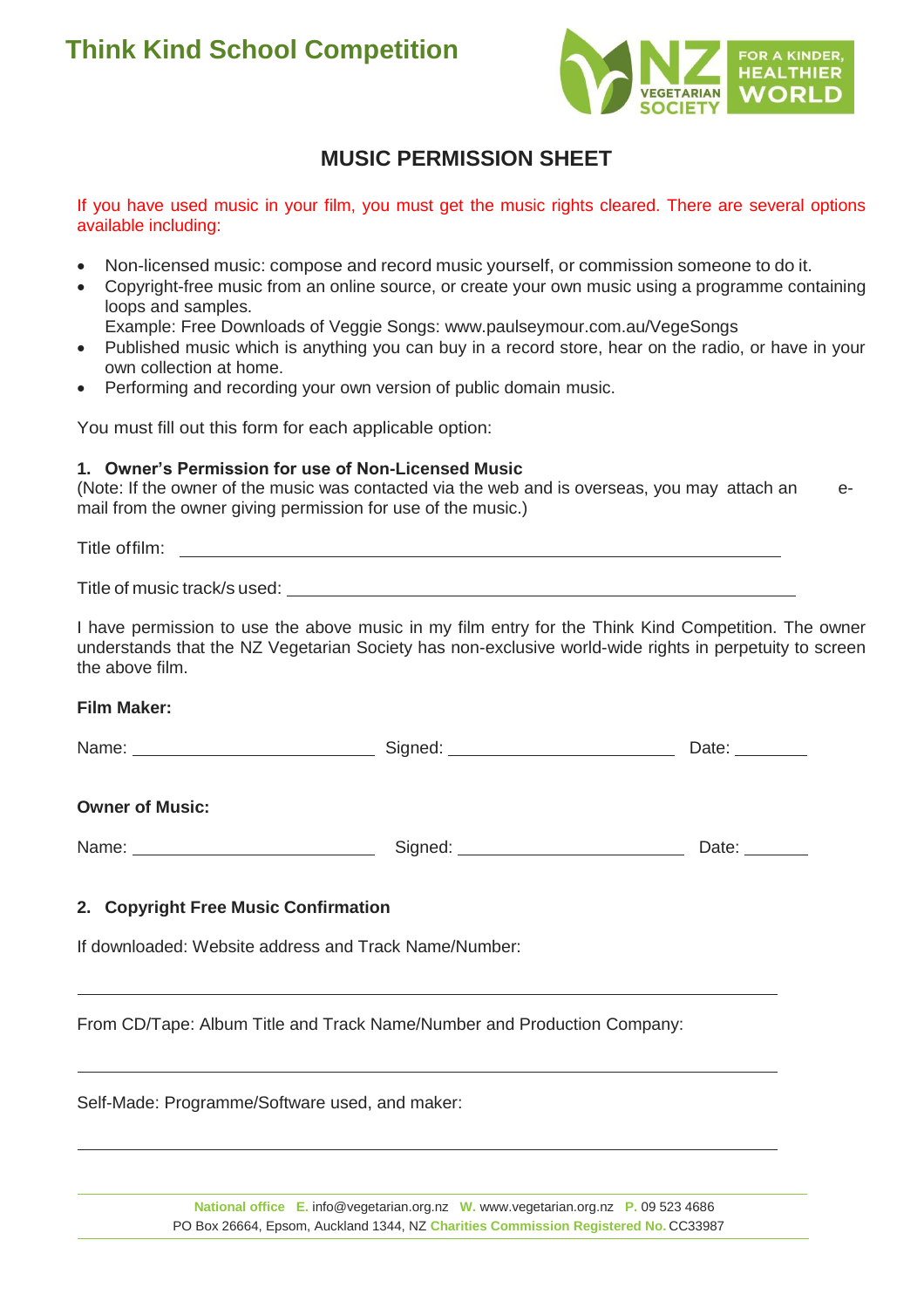# Think Kind School Competition

## MUSIC PERMISSION SHEET

If you have used music in your film, you must get the music rights cleared. There are several options available including:

- Non-licensed music: compose and record music yourself, or commission someone to do it.
- Copyright-free music from an online source, or create your own music using a programme containing loops and samples.
  Example: Free Downloads of Veggie Songs: www.paulseymour.com.au/VegeSongs
- Published music which is anything you can buy in a record store, hear on the radio, or have in your own collection at home.
- Performing and recording your own version of public domain music.

You must fill out this form for each applicable option:

### 1. Owner's Permission for use of Non-Licensed Music

(Note: If the owner of the music was contacted via the web and is overseas, you may attach an e-mail from the owner giving permission for use of the music.)

Title of film: ______________________________________________

Title of music track/s used: ______________________________________________

I have permission to use the above music in my film entry for the Think Kind Competition. The owner understands that the NZ Vegetarian Society has non-exclusive world-wide rights in perpetuity to screen the above film.

**Film Maker:**

Name: ____________________ Signed: ____________________ Date: ________

**Owner of Music:**

Name: ____________________ Signed: ____________________ Date: ________

### 2. Copyright Free Music Confirmation

If downloaded: Website address and Track Name/Number:

______________________________________________

From CD/Tape: Album Title and Track Name/Number and Production Company:

______________________________________________

Self-Made: Programme/Software used, and maker:

______________________________________________

National office E. info@vegetarian.org.nz W. www.vegetarian.org.nz P. 09 523 4686
PO Box 26664, Epsom, Auckland 1344, NZ Charities Commission Registered No. CC33987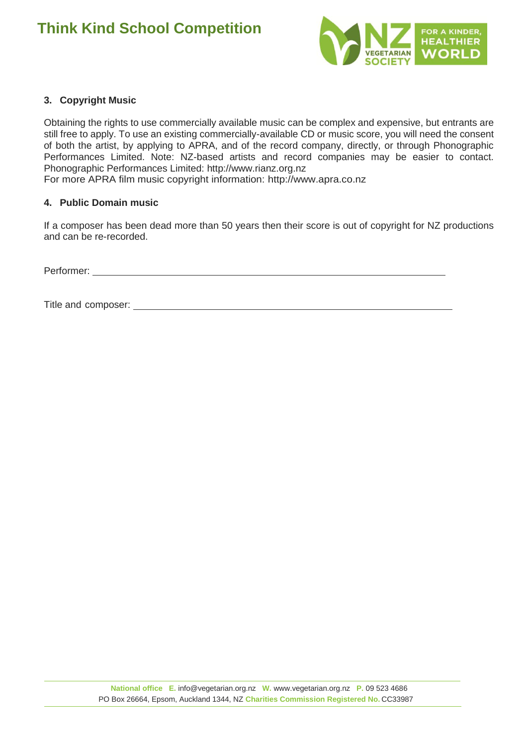### 3. Copyright Music

Obtaining the rights to use commercially available music can be complex and expensive, but entrants are still free to apply. To use an existing commercially-available CD or music score, you will need the consent of both the artist, by applying to APRA, and of the record company, directly, or through Phonographic Performances Limited. Note: NZ-based artists and record companies may be easier to contact. Phonographic Performances Limited: http://www.rianz.org.nz
For more APRA film music copyright information: http://www.apra.co.nz

### 4. Public Domain music

If a composer has been dead more than 50 years then their score is out of copyright for NZ productions and can be re-recorded.

Performer: ______________________________________________

Title and composer: ______________________________________________